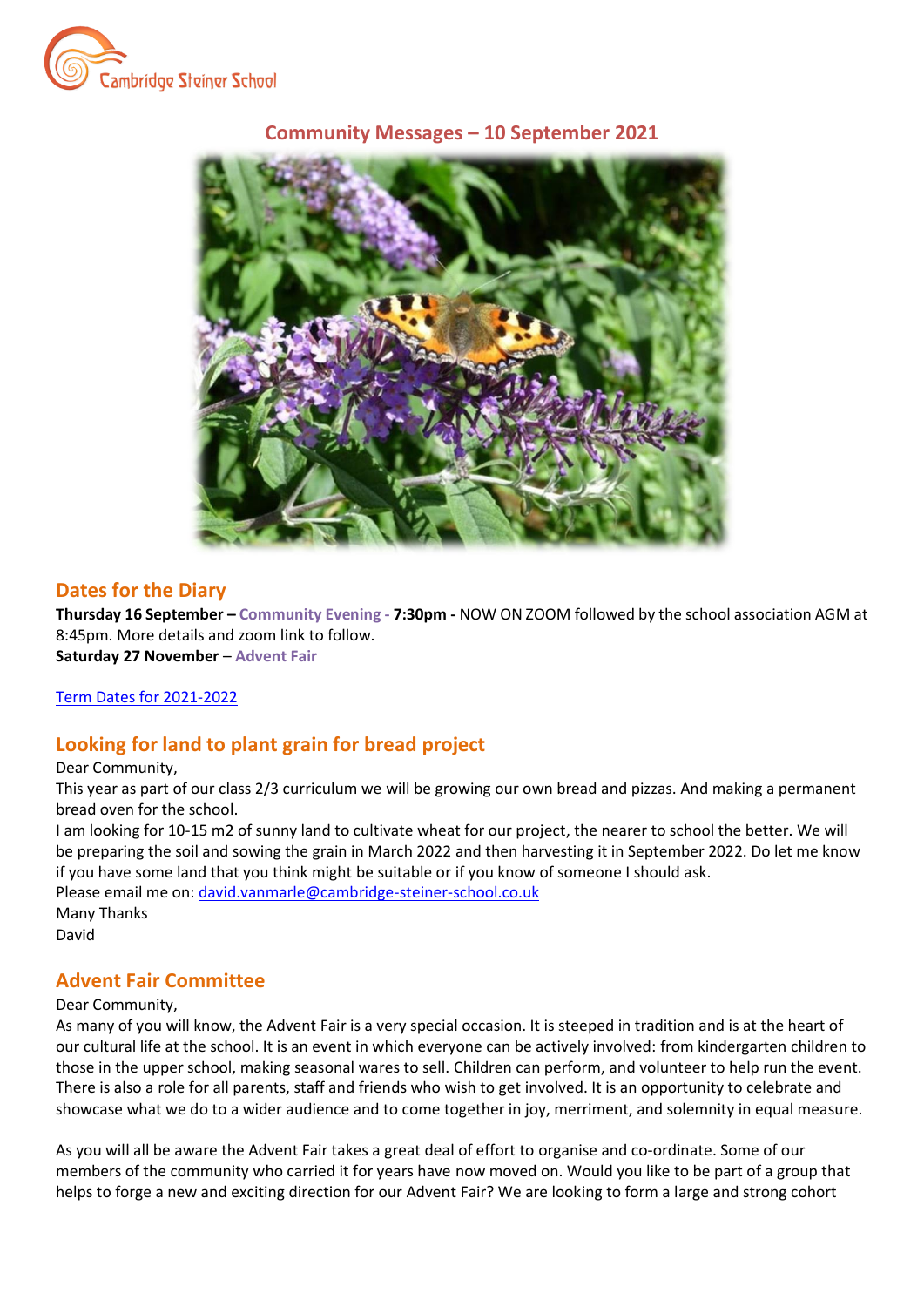Cambridge Steiner School

# Community Messages – 10 September 2021

## Dates for the Diary

**Thursday 16 September –** Community Evening - **7:30pm -** NOW ON ZOOM followed by the school association AGM at 8:45pm. More details and zoom link to follow.
**Saturday 27 November** – Advent Fair

Term Dates for 2021-2022

## Looking for land to plant grain for bread project

Dear Community,
This year as part of our class 2/3 curriculum we will be growing our own bread and pizzas. And making a permanent bread oven for the school.
I am looking for 10-15 m2 of sunny land to cultivate wheat for our project, the nearer to school the better. We will be preparing the soil and sowing the grain in March 2022 and then harvesting it in September 2022. Do let me know if you have some land that you think might be suitable or if you know of someone I should ask.
Please email me on: david.vanmarle@cambridge-steiner-school.co.uk
Many Thanks
David

## Advent Fair Committee

Dear Community,
As many of you will know, the Advent Fair is a very special occasion. It is steeped in tradition and is at the heart of our cultural life at the school. It is an event in which everyone can be actively involved: from kindergarten children to those in the upper school, making seasonal wares to sell. Children can perform, and volunteer to help run the event. There is also a role for all parents, staff and friends who wish to get involved. It is an opportunity to celebrate and showcase what we do to a wider audience and to come together in joy, merriment, and solemnity in equal measure.

As you will all be aware the Advent Fair takes a great deal of effort to organise and co-ordinate. Some of our members of the community who carried it for years have now moved on. Would you like to be part of a group that helps to forge a new and exciting direction for our Advent Fair? We are looking to form a large and strong cohort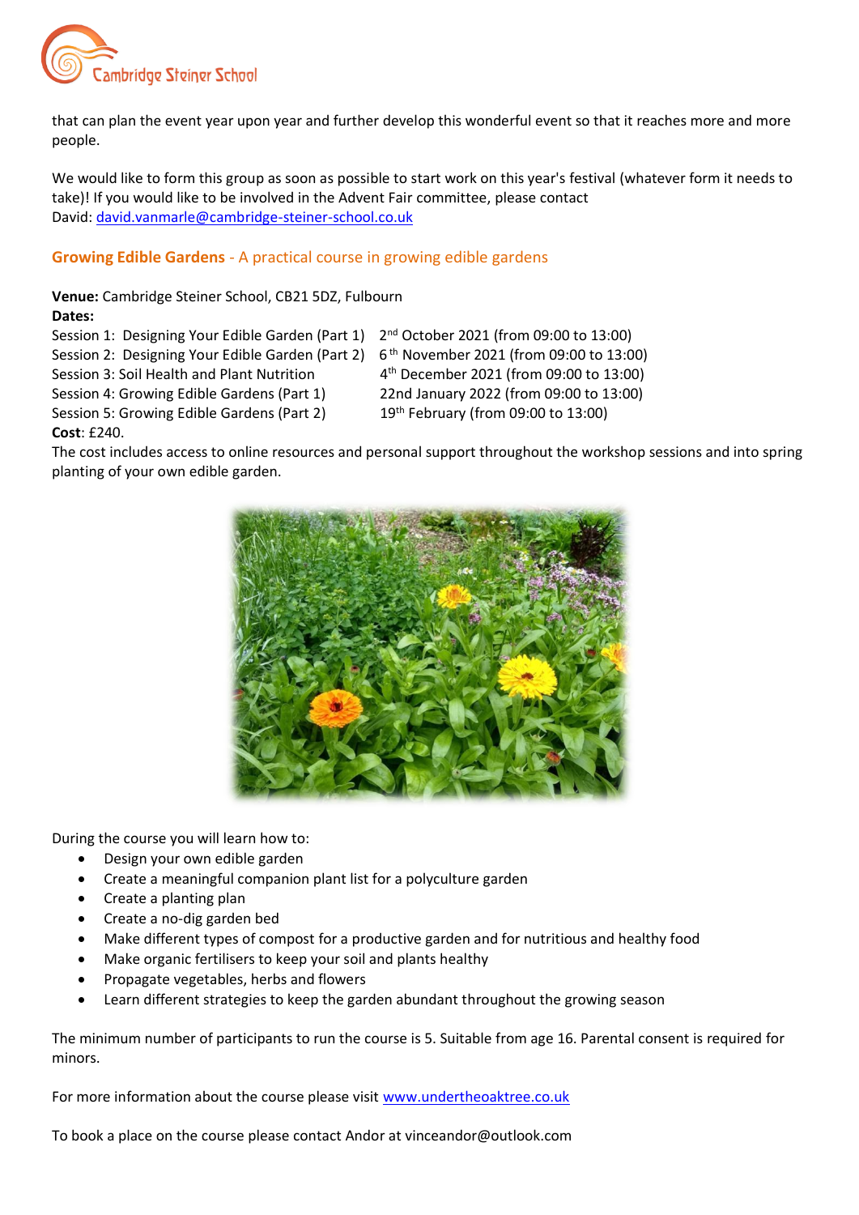that can plan the event year upon year and further develop this wonderful event so that it reaches more and more people.

We would like to form this group as soon as possible to start work on this year's festival (whatever form it needs to take)! If you would like to be involved in the Advent Fair committee, please contact David: david.vanmarle@cambridge-steiner-school.co.uk

## Growing Edible Gardens - A practical course in growing edible gardens

**Venue:** Cambridge Steiner School, CB21 5DZ, Fulbourn
**Dates:**

| | |
|---|---|
| Session 1: Designing Your Edible Garden (Part 1) | 2nd October 2021 (from 09:00 to 13:00) |
| Session 2: Designing Your Edible Garden (Part 2) | 6th November 2021 (from 09:00 to 13:00) |
| Session 3: Soil Health and Plant Nutrition | 4th December 2021 (from 09:00 to 13:00) |
| Session 4: Growing Edible Gardens (Part 1) | 22nd January 2022 (from 09:00 to 13:00) |
| Session 5: Growing Edible Gardens (Part 2) | 19th February (from 09:00 to 13:00) |

**Cost**: £240.
The cost includes access to online resources and personal support throughout the workshop sessions and into spring planting of your own edible garden.

During the course you will learn how to:

- Design your own edible garden
- Create a meaningful companion plant list for a polyculture garden
- Create a planting plan
- Create a no-dig garden bed
- Make different types of compost for a productive garden and for nutritious and healthy food
- Make organic fertilisers to keep your soil and plants healthy
- Propagate vegetables, herbs and flowers
- Learn different strategies to keep the garden abundant throughout the growing season

The minimum number of participants to run the course is 5. Suitable from age 16. Parental consent is required for minors.

For more information about the course please visit www.undertheoaktree.co.uk

To book a place on the course please contact Andor at vinceandor@outlook.com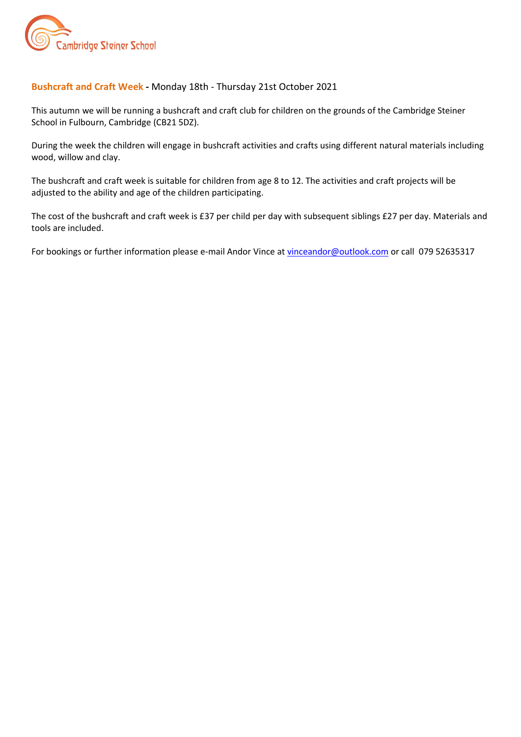Cambridge Steiner School

**Bushcraft and Craft Week -** Monday 18th - Thursday 21st October 2021

This autumn we will be running a bushcraft and craft club for children on the grounds of the Cambridge Steiner School in Fulbourn, Cambridge (CB21 5DZ).

During the week the children will engage in bushcraft activities and crafts using different natural materials including wood, willow and clay.

The bushcraft and craft week is suitable for children from age 8 to 12. The activities and craft projects will be adjusted to the ability and age of the children participating.

The cost of the bushcraft and craft week is £37 per child per day with subsequent siblings £27 per day. Materials and tools are included.

For bookings or further information please e-mail Andor Vince at vinceandor@outlook.com or call 079 52635317